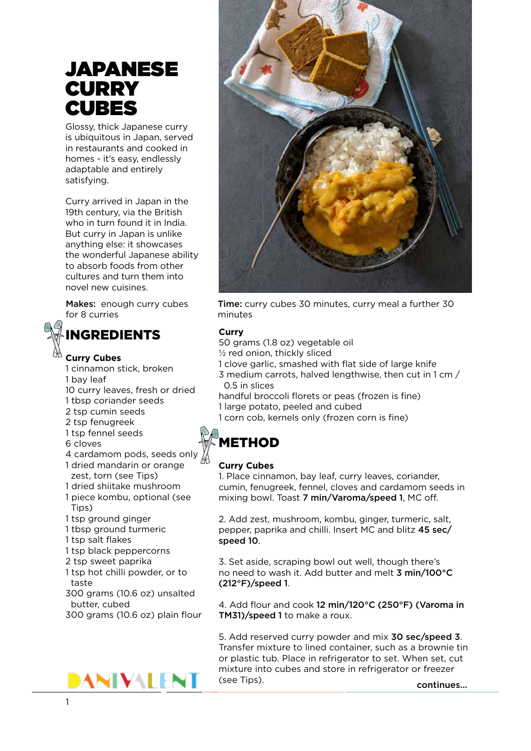# JAPANESE CURRY CUBES

Glossy, thick Japanese curry is ubiquitous in Japan, served in restaurants and cooked in homes - it's easy, endlessly adaptable and entirely satisfying.

Curry arrived in Japan in the 19th century, via the British who in turn found it in India. But curry in Japan is unlike anything else: it showcases the wonderful Japanese ability to absorb foods from other cultures and turn them into novel new cuisines.

**Makes:** enough curry cubes for 8 curries

**Time:** curry cubes 30 minutes, curry meal a further 30 minutes

## INGREDIENTS

### Curry Cubes

- 1 cinnamon stick, broken
- 1 bay leaf
- 10 curry leaves, fresh or dried
- 1 tbsp coriander seeds
- 2 tsp cumin seeds
- 2 tsp fenugreek
- 1 tsp fennel seeds
- 6 cloves
- 4 cardamom pods, seeds only
- 1 dried mandarin or orange zest, torn (see Tips)
- 1 dried shiitake mushroom
- 1 piece kombu, optional (see Tips)
- 1 tsp ground ginger
- 1 tbsp ground turmeric
- 1 tsp salt flakes
- 1 tsp black peppercorns
- 2 tsp sweet paprika
- 1 tsp hot chilli powder, or to taste
- 300 grams (10.6 oz) unsalted butter, cubed
- 300 grams (10.6 oz) plain flour

### Curry

- 50 grams (1.8 oz) vegetable oil
- ½ red onion, thickly sliced
- 1 clove garlic, smashed with flat side of large knife
- 3 medium carrots, halved lengthwise, then cut in 1 cm / 0.5 in slices
- handful broccoli florets or peas (frozen is fine)
- 1 large potato, peeled and cubed
- 1 corn cob, kernels only (frozen corn is fine)

## METHOD

### Curry Cubes

1. Place cinnamon, bay leaf, curry leaves, coriander, cumin, fenugreek, fennel, cloves and cardamom seeds in mixing bowl. Toast **7 min/Varoma/speed 1**, MC off.

2. Add zest, mushroom, kombu, ginger, turmeric, salt, pepper, paprika and chilli. Insert MC and blitz **45 sec/speed 10**.

3. Set aside, scraping bowl out well, though there's no need to wash it. Add butter and melt **3 min/100°C (212°F)/speed 1**.

4. Add flour and cook **12 min/120°C (250°F) (Varoma in TM31)/speed 1** to make a roux.

5. Add reserved curry powder and mix **30 sec/speed 3**. Transfer mixture to lined container, such as a brownie tin or plastic tub. Place in refrigerator to set. When set, cut mixture into cubes and store in refrigerator or freezer (see Tips).

continues...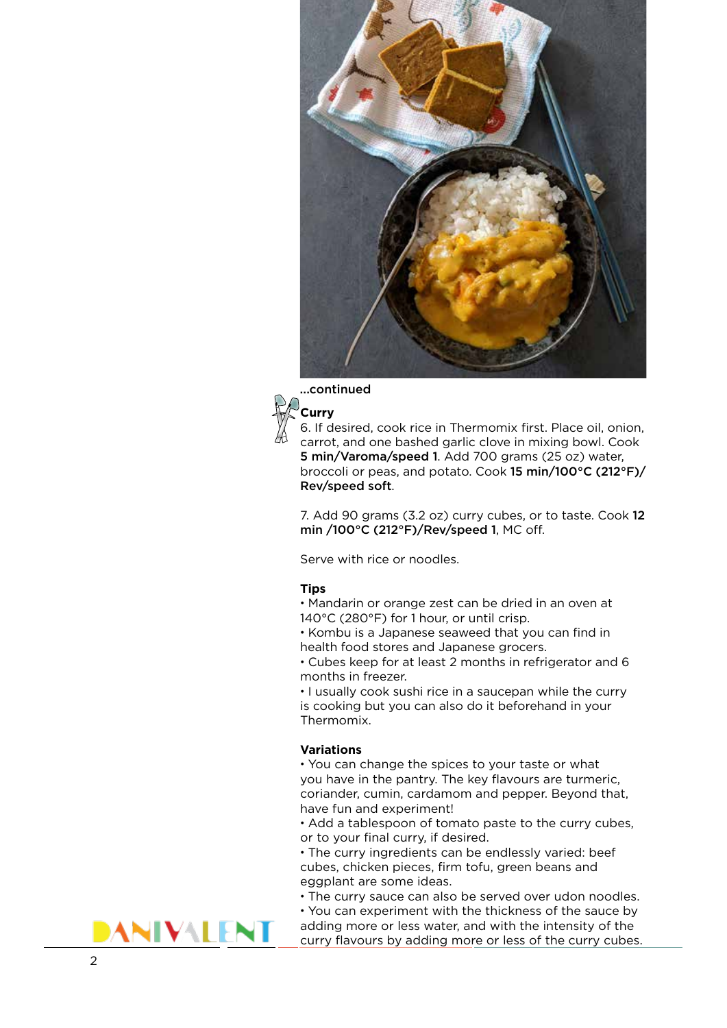...continued

**Curry**

6. If desired, cook rice in Thermomix first. Place oil, onion, carrot, and one bashed garlic clove in mixing bowl. Cook **5 min/Varoma/speed 1**. Add 700 grams (25 oz) water, broccoli or peas, and potato. Cook **15 min/100°C (212°F)/ Rev/speed soft**.

7. Add 90 grams (3.2 oz) curry cubes, or to taste. Cook **12 min /100°C (212°F)/Rev/speed 1**, MC off.

Serve with rice or noodles.

**Tips**

- Mandarin or orange zest can be dried in an oven at 140°C (280°F) for 1 hour, or until crisp.
- Kombu is a Japanese seaweed that you can find in health food stores and Japanese grocers.
- Cubes keep for at least 2 months in refrigerator and 6 months in freezer.
- I usually cook sushi rice in a saucepan while the curry is cooking but you can also do it beforehand in your Thermomix.

**Variations**

- You can change the spices to your taste or what you have in the pantry. The key flavours are turmeric, coriander, cumin, cardamom and pepper. Beyond that, have fun and experiment!
- Add a tablespoon of tomato paste to the curry cubes, or to your final curry, if desired.
- The curry ingredients can be endlessly varied: beef cubes, chicken pieces, firm tofu, green beans and eggplant are some ideas.
- The curry sauce can also be served over udon noodles.
- You can experiment with the thickness of the sauce by adding more or less water, and with the intensity of the curry flavours by adding more or less of the curry cubes.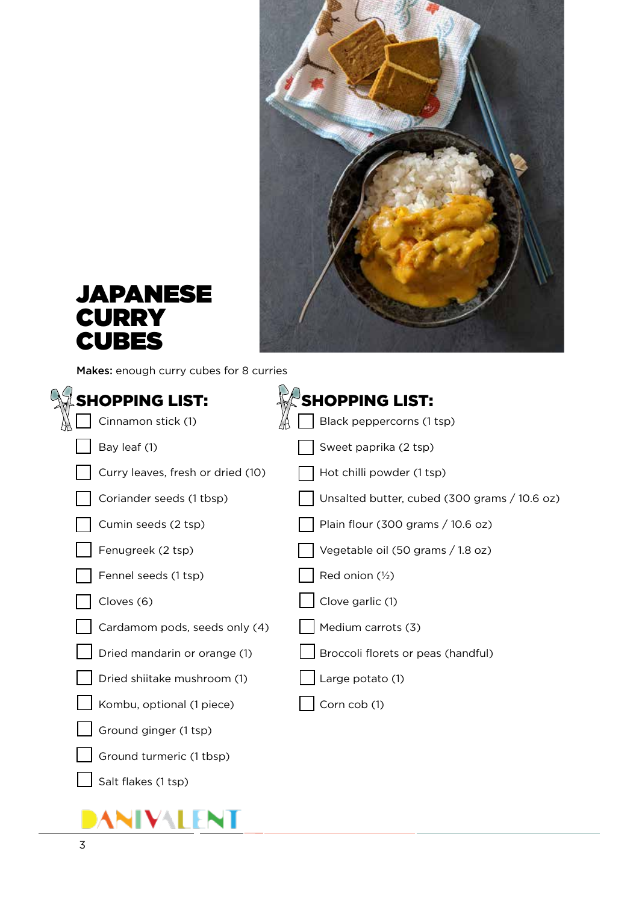# JAPANESE CURRY CUBES

**Makes:** enough curry cubes for 8 curries

## SHOPPING LIST:

- [ ] Cinnamon stick (1)
- [ ] Bay leaf (1)
- [ ] Curry leaves, fresh or dried (10)
- [ ] Coriander seeds (1 tbsp)
- [ ] Cumin seeds (2 tsp)
- [ ] Fenugreek (2 tsp)
- [ ] Fennel seeds (1 tsp)
- [ ] Cloves (6)
- [ ] Cardamom pods, seeds only (4)
- [ ] Dried mandarin or orange (1)
- [ ] Dried shiitake mushroom (1)
- [ ] Kombu, optional (1 piece)
- [ ] Ground ginger (1 tsp)
- [ ] Ground turmeric (1 tbsp)
- [ ] Salt flakes (1 tsp)

## SHOPPING LIST:

- [ ] Black peppercorns (1 tsp)
- [ ] Sweet paprika (2 tsp)
- [ ] Hot chilli powder (1 tsp)
- [ ] Unsalted butter, cubed (300 grams / 10.6 oz)
- [ ] Plain flour (300 grams / 10.6 oz)
- [ ] Vegetable oil (50 grams / 1.8 oz)
- [ ] Red onion (½)
- [ ] Clove garlic (1)
- [ ] Medium carrots (3)
- [ ] Broccoli florets or peas (handful)
- [ ] Large potato (1)
- [ ] Corn cob (1)

DANIVALENT